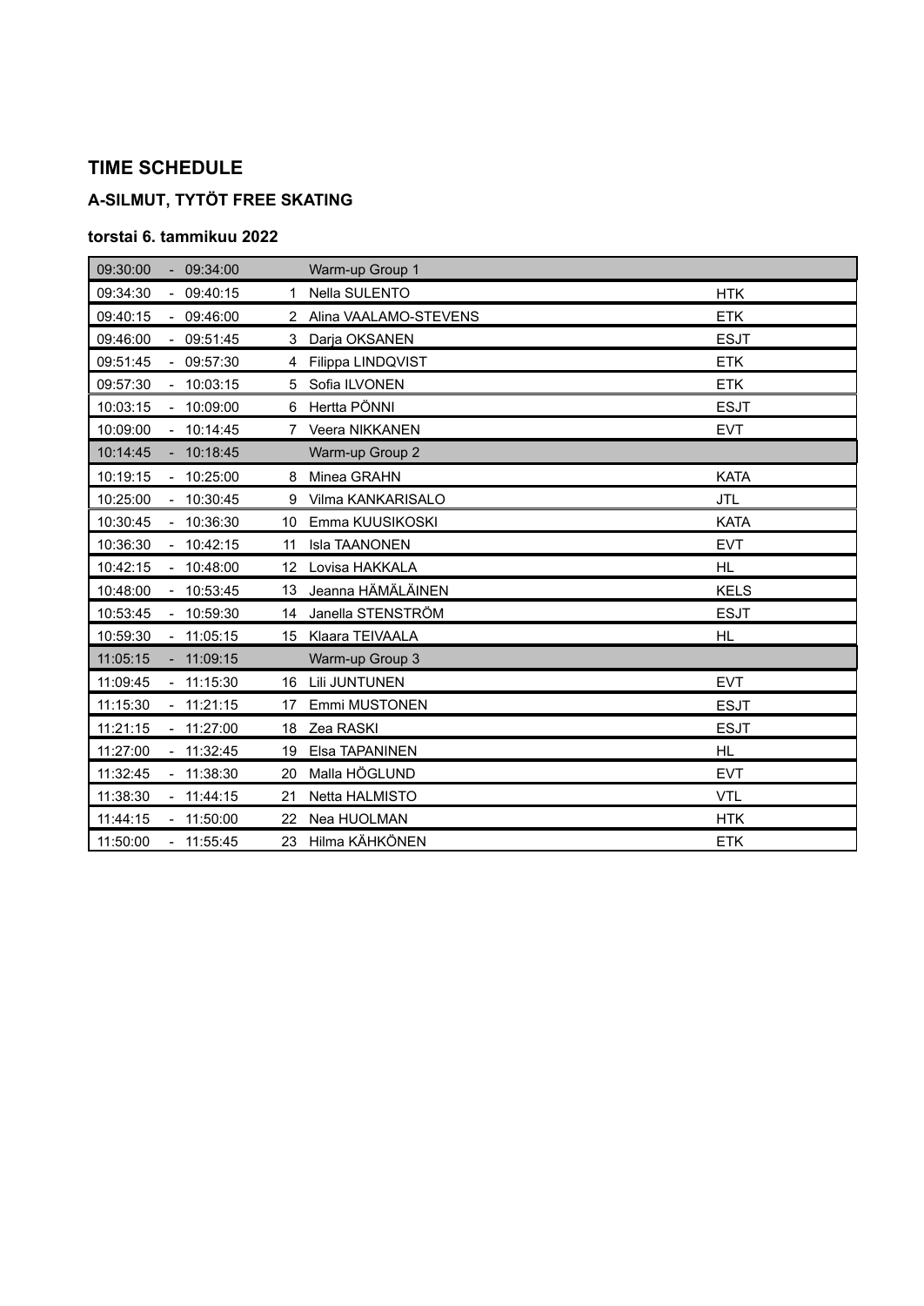## TIME SCHEDULE

### A-SILMUT, TYTÖT FREE SKATING

#### torstai 6. tammikuu 2022

| Start | | End | No. | Name | Club |
|---|---|---|---|---|---|
| 09:30:00 | - | 09:34:00 | | Warm-up Group 1 | |
| 09:34:30 | - | 09:40:15 | 1 | Nella SULENTO | HTK |
| 09:40:15 | - | 09:46:00 | 2 | Alina VAALAMO-STEVENS | ETK |
| 09:46:00 | - | 09:51:45 | 3 | Darja OKSANEN | ESJT |
| 09:51:45 | - | 09:57:30 | 4 | Filippa LINDQVIST | ETK |
| 09:57:30 | - | 10:03:15 | 5 | Sofia ILVONEN | ETK |
| 10:03:15 | - | 10:09:00 | 6 | Hertta PÖNNI | ESJT |
| 10:09:00 | - | 10:14:45 | 7 | Veera NIKKANEN | EVT |
| 10:14:45 | - | 10:18:45 | | Warm-up Group 2 | |
| 10:19:15 | - | 10:25:00 | 8 | Minea GRAHN | KATA |
| 10:25:00 | - | 10:30:45 | 9 | Vilma KANKARISALO | JTL |
| 10:30:45 | - | 10:36:30 | 10 | Emma KUUSIKOSKI | KATA |
| 10:36:30 | - | 10:42:15 | 11 | Isla TAANONEN | EVT |
| 10:42:15 | - | 10:48:00 | 12 | Lovisa HAKKALA | HL |
| 10:48:00 | - | 10:53:45 | 13 | Jeanna HÄMÄLÄINEN | KELS |
| 10:53:45 | - | 10:59:30 | 14 | Janella STENSTRÖM | ESJT |
| 10:59:30 | - | 11:05:15 | 15 | Klaara TEIVAALA | HL |
| 11:05:15 | - | 11:09:15 | | Warm-up Group 3 | |
| 11:09:45 | - | 11:15:30 | 16 | Lili JUNTUNEN | EVT |
| 11:15:30 | - | 11:21:15 | 17 | Emmi MUSTONEN | ESJT |
| 11:21:15 | - | 11:27:00 | 18 | Zea RASKI | ESJT |
| 11:27:00 | - | 11:32:45 | 19 | Elsa TAPANINEN | HL |
| 11:32:45 | - | 11:38:30 | 20 | Malla HÖGLUND | EVT |
| 11:38:30 | - | 11:44:15 | 21 | Netta HALMISTO | VTL |
| 11:44:15 | - | 11:50:00 | 22 | Nea HUOLMAN | HTK |
| 11:50:00 | - | 11:55:45 | 23 | Hilma KÄHKÖNEN | ETK |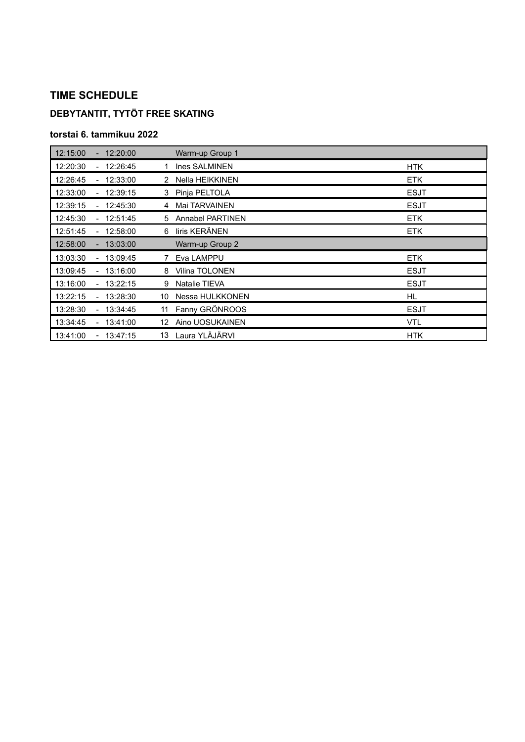## TIME SCHEDULE

### DEBYTANTIT, TYTÖT FREE SKATING

#### torstai 6. tammikuu 2022

| Time | | | No. | Name | Club |
|---|---|---|---|---|---|
| 12:15:00 | - | 12:20:00 | | Warm-up Group 1 | |
| 12:20:30 | - | 12:26:45 | 1 | Ines SALMINEN | HTK |
| 12:26:45 | - | 12:33:00 | 2 | Nella HEIKKINEN | ETK |
| 12:33:00 | - | 12:39:15 | 3 | Pinja PELTOLA | ESJT |
| 12:39:15 | - | 12:45:30 | 4 | Mai TARVAINEN | ESJT |
| 12:45:30 | - | 12:51:45 | 5 | Annabel PARTINEN | ETK |
| 12:51:45 | - | 12:58:00 | 6 | Iiris KERÄNEN | ETK |
| 12:58:00 | - | 13:03:00 | | Warm-up Group 2 | |
| 13:03:30 | - | 13:09:45 | 7 | Eva LAMPPU | ETK |
| 13:09:45 | - | 13:16:00 | 8 | Vilina TOLONEN | ESJT |
| 13:16:00 | - | 13:22:15 | 9 | Natalie TIEVA | ESJT |
| 13:22:15 | - | 13:28:30 | 10 | Nessa HULKKONEN | HL |
| 13:28:30 | - | 13:34:45 | 11 | Fanny GRÖNROOS | ESJT |
| 13:34:45 | - | 13:41:00 | 12 | Aino UOSUKAINEN | VTL |
| 13:41:00 | - | 13:47:15 | 13 | Laura YLÄJÄRVI | HTK |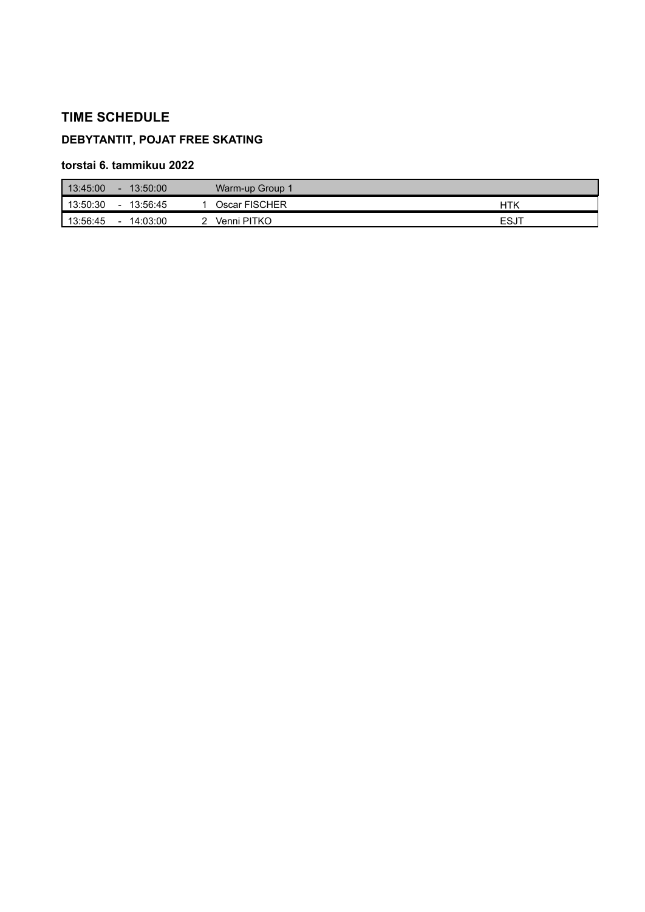## TIME SCHEDULE

### DEBYTANTIT, POJAT FREE SKATING

#### torstai 6. tammikuu 2022

| Start | | End | No. | Name | Club |
|---|---|---|---|---|---|
| 13:45:00 | - | 13:50:00 | | Warm-up Group 1 | |
| 13:50:30 | - | 13:56:45 | 1 | Oscar FISCHER | HTK |
| 13:56:45 | - | 14:03:00 | 2 | Venni PITKO | ESJT |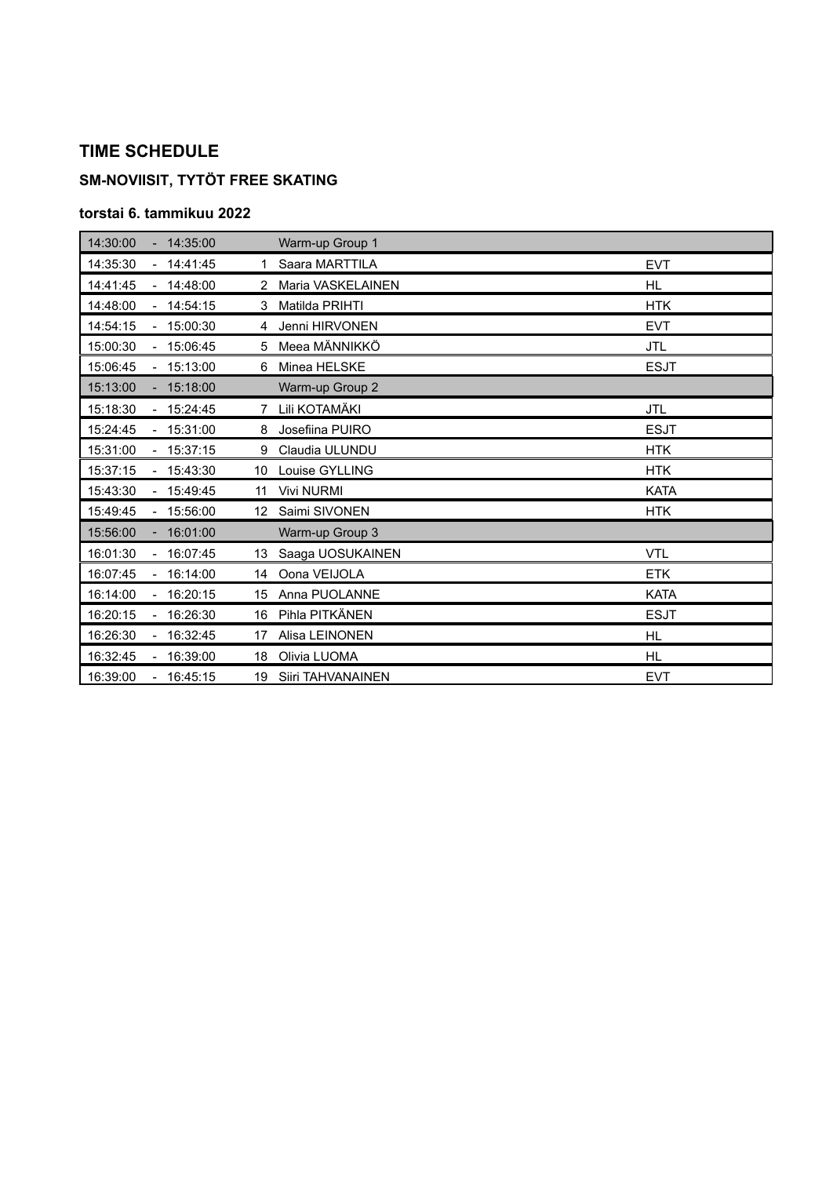# TIME SCHEDULE

## SM-NOVIISIT, TYTÖT FREE SKATING

### torstai 6. tammikuu 2022

| Start | | End | No. | Name | Club |
|---|---|---|---|---|---|
| 14:30:00 | - | 14:35:00 | | Warm-up Group 1 | |
| 14:35:30 | - | 14:41:45 | 1 | Saara MARTTILA | EVT |
| 14:41:45 | - | 14:48:00 | 2 | Maria VASKELAINEN | HL |
| 14:48:00 | - | 14:54:15 | 3 | Matilda PRIHTI | HTK |
| 14:54:15 | - | 15:00:30 | 4 | Jenni HIRVONEN | EVT |
| 15:00:30 | - | 15:06:45 | 5 | Meea MÄNNIKKÖ | JTL |
| 15:06:45 | - | 15:13:00 | 6 | Minea HELSKE | ESJT |
| 15:13:00 | - | 15:18:00 | | Warm-up Group 2 | |
| 15:18:30 | - | 15:24:45 | 7 | Lili KOTAMÄKI | JTL |
| 15:24:45 | - | 15:31:00 | 8 | Josefiina PUIRO | ESJT |
| 15:31:00 | - | 15:37:15 | 9 | Claudia ULUNDU | HTK |
| 15:37:15 | - | 15:43:30 | 10 | Louise GYLLING | HTK |
| 15:43:30 | - | 15:49:45 | 11 | Vivi NURMI | KATA |
| 15:49:45 | - | 15:56:00 | 12 | Saimi SIVONEN | HTK |
| 15:56:00 | - | 16:01:00 | | Warm-up Group 3 | |
| 16:01:30 | - | 16:07:45 | 13 | Saaga UOSUKAINEN | VTL |
| 16:07:45 | - | 16:14:00 | 14 | Oona VEIJOLA | ETK |
| 16:14:00 | - | 16:20:15 | 15 | Anna PUOLANNE | KATA |
| 16:20:15 | - | 16:26:30 | 16 | Pihla PITKÄNEN | ESJT |
| 16:26:30 | - | 16:32:45 | 17 | Alisa LEINONEN | HL |
| 16:32:45 | - | 16:39:00 | 18 | Olivia LUOMA | HL |
| 16:39:00 | - | 16:45:15 | 19 | Siiri TAHVANAINEN | EVT |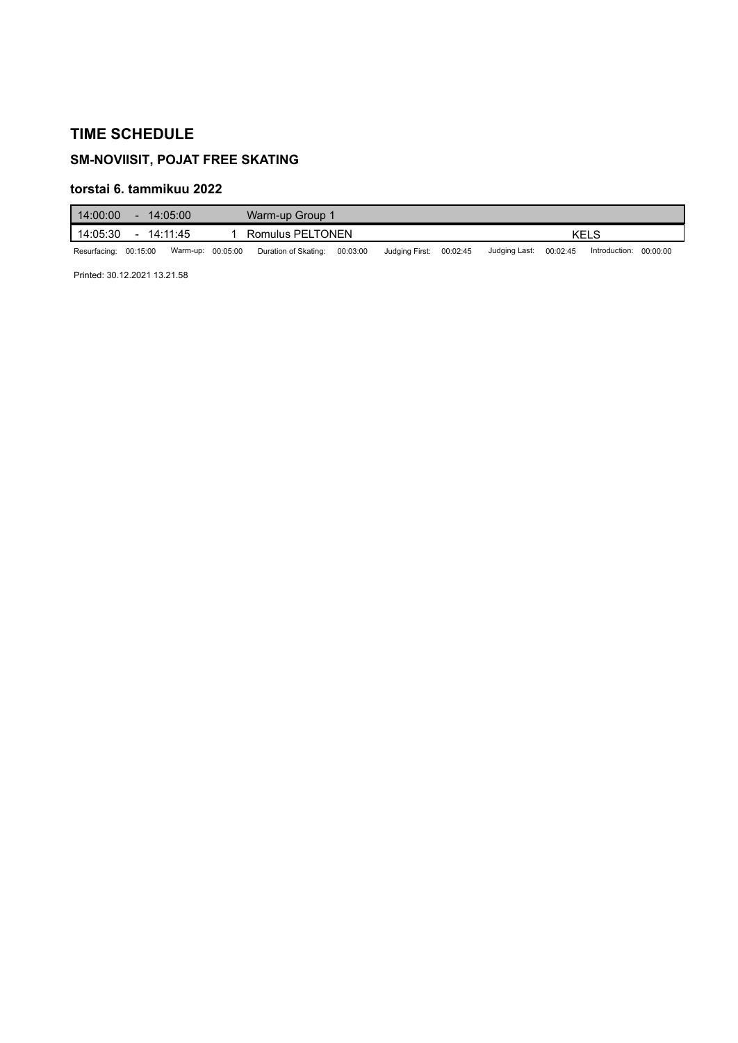# TIME SCHEDULE

## SM-NOVIISIT, POJAT FREE SKATING

### torstai 6. tammikuu 2022

| | | | | |
|---|---|---|---|---|
| 14:00:00 - 14:05:00 | | Warm-up Group 1 | |
| 14:05:30 - 14:11:45 | 1 | Romulus PELTONEN | KELS |

Resurfacing: 00:15:00 Warm-up: 00:05:00 Duration of Skating: 00:03:00 Judging First: 00:02:45 Judging Last: 00:02:45 Introduction: 00:00:00

Printed: 30.12.2021 13.21.58